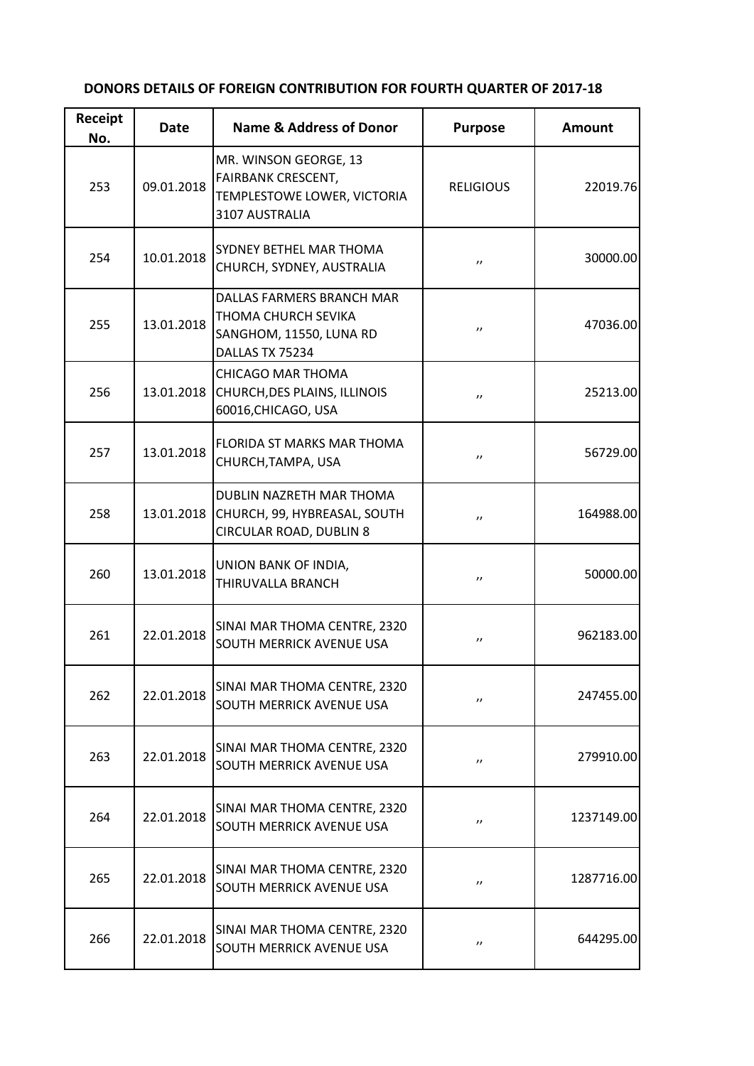**DONORS DETAILS OF FOREIGN CONTRIBUTION FOR FOURTH QUARTER OF 2017-18**

| Receipt No. | Date | Name & Address of Donor | Purpose | Amount |
|---|---|---|---|---|
| 253 | 09.01.2018 | MR. WINSON GEORGE, 13 FAIRBANK CRESCENT, TEMPLESTOWE LOWER, VICTORIA 3107 AUSTRALIA | RELIGIOUS | 22019.76 |
| 254 | 10.01.2018 | SYDNEY BETHEL MAR THOMA CHURCH, SYDNEY, AUSTRALIA | ,, | 30000.00 |
| 255 | 13.01.2018 | DALLAS FARMERS BRANCH MAR THOMA CHURCH SEVIKA SANGHOM, 11550, LUNA RD DALLAS TX 75234 | ,, | 47036.00 |
| 256 | 13.01.2018 | CHICAGO MAR THOMA CHURCH,DES PLAINS, ILLINOIS 60016,CHICAGO, USA | ,, | 25213.00 |
| 257 | 13.01.2018 | FLORIDA ST MARKS MAR THOMA CHURCH,TAMPA, USA | ,, | 56729.00 |
| 258 | 13.01.2018 | DUBLIN NAZRETH MAR THOMA CHURCH, 99, HYBREASAL, SOUTH CIRCULAR ROAD, DUBLIN 8 | ,, | 164988.00 |
| 260 | 13.01.2018 | UNION BANK OF INDIA, THIRUVALLA BRANCH | ,, | 50000.00 |
| 261 | 22.01.2018 | SINAI MAR THOMA CENTRE, 2320 SOUTH MERRICK AVENUE USA | ,, | 962183.00 |
| 262 | 22.01.2018 | SINAI MAR THOMA CENTRE, 2320 SOUTH MERRICK AVENUE USA | ,, | 247455.00 |
| 263 | 22.01.2018 | SINAI MAR THOMA CENTRE, 2320 SOUTH MERRICK AVENUE USA | ,, | 279910.00 |
| 264 | 22.01.2018 | SINAI MAR THOMA CENTRE, 2320 SOUTH MERRICK AVENUE USA | ,, | 1237149.00 |
| 265 | 22.01.2018 | SINAI MAR THOMA CENTRE, 2320 SOUTH MERRICK AVENUE USA | ,, | 1287716.00 |
| 266 | 22.01.2018 | SINAI MAR THOMA CENTRE, 2320 SOUTH MERRICK AVENUE USA | ,, | 644295.00 |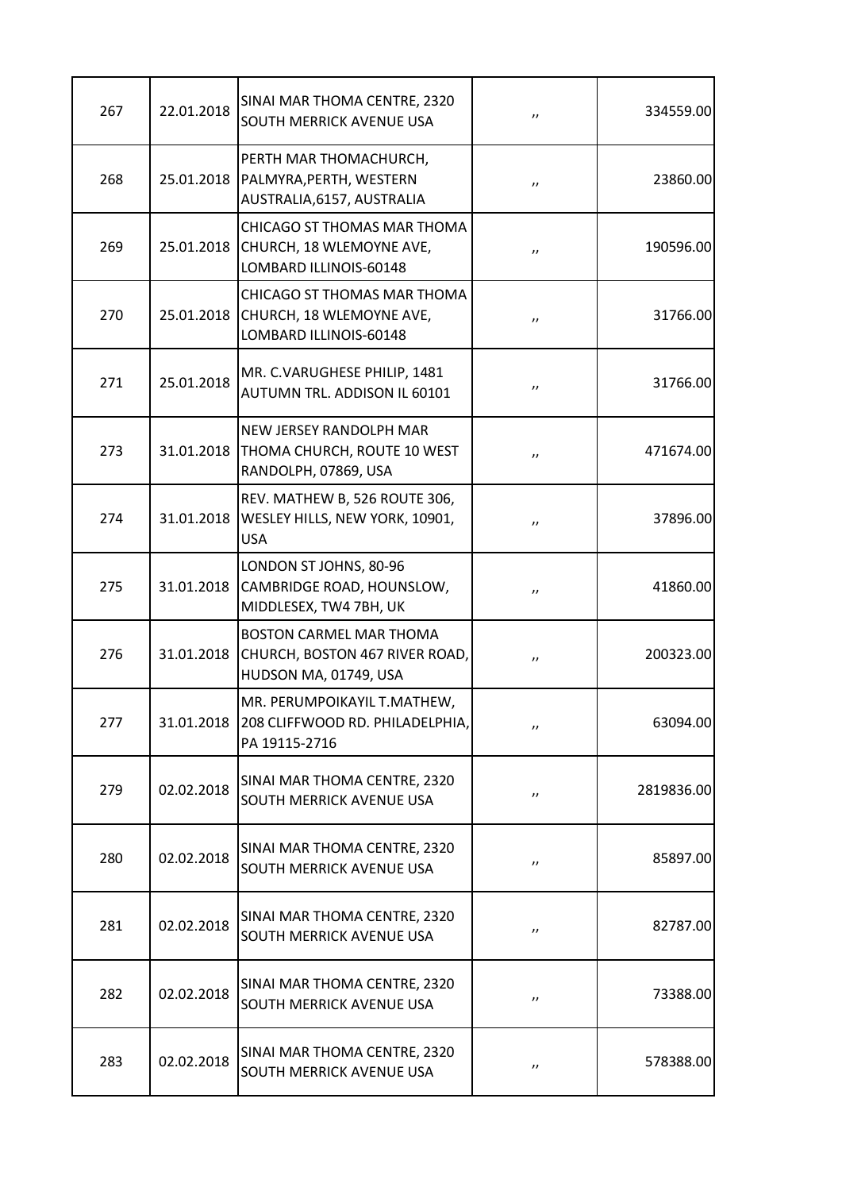| | | | | |
|---|---|---|---|---|
| 267 | 22.01.2018 | SINAI MAR THOMA CENTRE, 2320 SOUTH MERRICK AVENUE USA | ,, | 334559.00 |
| 268 | 25.01.2018 | PERTH MAR THOMACHURCH, PALMYRA,PERTH, WESTERN AUSTRALIA,6157, AUSTRALIA | ,, | 23860.00 |
| 269 | 25.01.2018 | CHICAGO ST THOMAS MAR THOMA CHURCH, 18 WLEMOYNE AVE, LOMBARD ILLINOIS-60148 | ,, | 190596.00 |
| 270 | 25.01.2018 | CHICAGO ST THOMAS MAR THOMA CHURCH, 18 WLEMOYNE AVE, LOMBARD ILLINOIS-60148 | ,, | 31766.00 |
| 271 | 25.01.2018 | MR. C.VARUGHESE PHILIP, 1481 AUTUMN TRL. ADDISON IL 60101 | ,, | 31766.00 |
| 273 | 31.01.2018 | NEW JERSEY RANDOLPH MAR THOMA CHURCH, ROUTE 10 WEST RANDOLPH, 07869, USA | ,, | 471674.00 |
| 274 | 31.01.2018 | REV. MATHEW B, 526 ROUTE 306, WESLEY HILLS, NEW YORK, 10901, USA | ,, | 37896.00 |
| 275 | 31.01.2018 | LONDON ST JOHNS, 80-96 CAMBRIDGE ROAD, HOUNSLOW, MIDDLESEX, TW4 7BH, UK | ,, | 41860.00 |
| 276 | 31.01.2018 | BOSTON CARMEL MAR THOMA CHURCH, BOSTON 467 RIVER ROAD, HUDSON MA, 01749, USA | ,, | 200323.00 |
| 277 | 31.01.2018 | MR. PERUMPOIKAYIL T.MATHEW, 208 CLIFFWOOD RD. PHILADELPHIA, PA 19115-2716 | ,, | 63094.00 |
| 279 | 02.02.2018 | SINAI MAR THOMA CENTRE, 2320 SOUTH MERRICK AVENUE USA | ,, | 2819836.00 |
| 280 | 02.02.2018 | SINAI MAR THOMA CENTRE, 2320 SOUTH MERRICK AVENUE USA | ,, | 85897.00 |
| 281 | 02.02.2018 | SINAI MAR THOMA CENTRE, 2320 SOUTH MERRICK AVENUE USA | ,, | 82787.00 |
| 282 | 02.02.2018 | SINAI MAR THOMA CENTRE, 2320 SOUTH MERRICK AVENUE USA | ,, | 73388.00 |
| 283 | 02.02.2018 | SINAI MAR THOMA CENTRE, 2320 SOUTH MERRICK AVENUE USA | ,, | 578388.00 |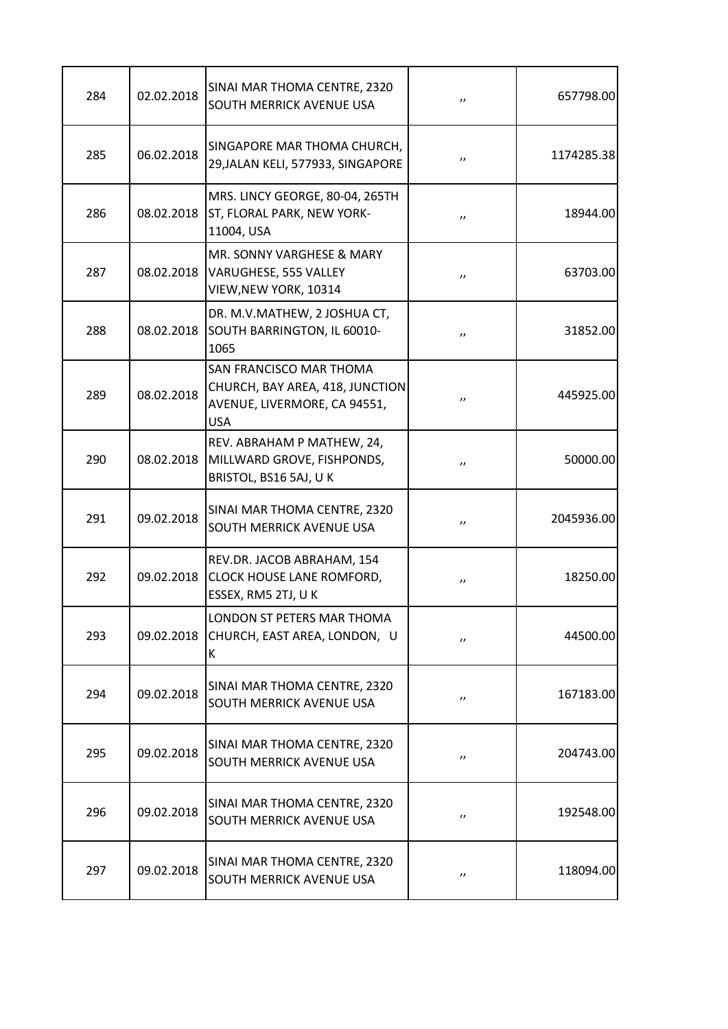| | | | | |
|---|---|---|---|---|
| 284 | 02.02.2018 | SINAI MAR THOMA CENTRE, 2320 SOUTH MERRICK AVENUE USA | ,, | 657798.00 |
| 285 | 06.02.2018 | SINGAPORE MAR THOMA CHURCH, 29,JALAN KELI, 577933, SINGAPORE | ,, | 1174285.38 |
| 286 | 08.02.2018 | MRS. LINCY GEORGE, 80-04, 265TH ST, FLORAL PARK, NEW YORK-11004, USA | ,, | 18944.00 |
| 287 | 08.02.2018 | MR. SONNY VARGHESE & MARY VARUGHESE, 555 VALLEY VIEW,NEW YORK, 10314 | ,, | 63703.00 |
| 288 | 08.02.2018 | DR. M.V.MATHEW, 2 JOSHUA CT, SOUTH BARRINGTON, IL 60010-1065 | ,, | 31852.00 |
| 289 | 08.02.2018 | SAN FRANCISCO MAR THOMA CHURCH, BAY AREA, 418, JUNCTION AVENUE, LIVERMORE, CA 94551, USA | ,, | 445925.00 |
| 290 | 08.02.2018 | REV. ABRAHAM P MATHEW, 24, MILLWARD GROVE, FISHPONDS, BRISTOL, BS16 5AJ, U K | ,, | 50000.00 |
| 291 | 09.02.2018 | SINAI MAR THOMA CENTRE, 2320 SOUTH MERRICK AVENUE USA | ,, | 2045936.00 |
| 292 | 09.02.2018 | REV.DR. JACOB ABRAHAM, 154 CLOCK HOUSE LANE ROMFORD, ESSEX, RM5 2TJ, U K | ,, | 18250.00 |
| 293 | 09.02.2018 | LONDON ST PETERS MAR THOMA CHURCH, EAST AREA, LONDON, U K | ,, | 44500.00 |
| 294 | 09.02.2018 | SINAI MAR THOMA CENTRE, 2320 SOUTH MERRICK AVENUE USA | ,, | 167183.00 |
| 295 | 09.02.2018 | SINAI MAR THOMA CENTRE, 2320 SOUTH MERRICK AVENUE USA | ,, | 204743.00 |
| 296 | 09.02.2018 | SINAI MAR THOMA CENTRE, 2320 SOUTH MERRICK AVENUE USA | ,, | 192548.00 |
| 297 | 09.02.2018 | SINAI MAR THOMA CENTRE, 2320 SOUTH MERRICK AVENUE USA | ,, | 118094.00 |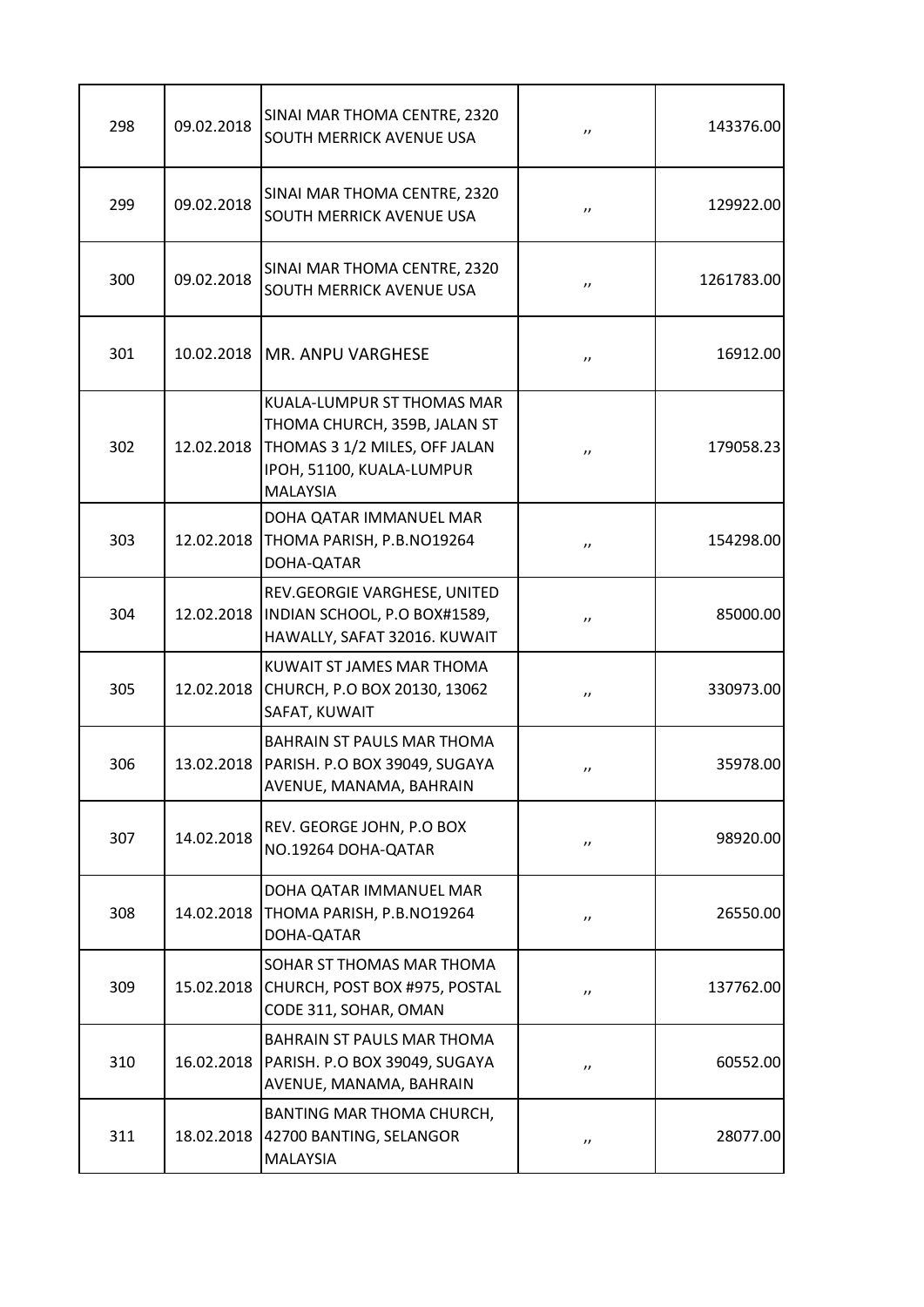| | | | | |
|---|---|---|---|---|
| 298 | 09.02.2018 | SINAI MAR THOMA CENTRE, 2320 SOUTH MERRICK AVENUE USA | ,, | 143376.00 |
| 299 | 09.02.2018 | SINAI MAR THOMA CENTRE, 2320 SOUTH MERRICK AVENUE USA | ,, | 129922.00 |
| 300 | 09.02.2018 | SINAI MAR THOMA CENTRE, 2320 SOUTH MERRICK AVENUE USA | ,, | 1261783.00 |
| 301 | 10.02.2018 | MR. ANPU VARGHESE | ,, | 16912.00 |
| 302 | 12.02.2018 | KUALA-LUMPUR ST THOMAS MAR THOMA CHURCH, 359B, JALAN ST THOMAS 3 1/2 MILES, OFF JALAN IPOH, 51100, KUALA-LUMPUR MALAYSIA | ,, | 179058.23 |
| 303 | 12.02.2018 | DOHA QATAR IMMANUEL MAR THOMA PARISH, P.B.NO19264 DOHA-QATAR | ,, | 154298.00 |
| 304 | 12.02.2018 | REV.GEORGIE VARGHESE, UNITED INDIAN SCHOOL, P.O BOX#1589, HAWALLY, SAFAT 32016. KUWAIT | ,, | 85000.00 |
| 305 | 12.02.2018 | KUWAIT ST JAMES MAR THOMA CHURCH, P.O BOX 20130, 13062 SAFAT, KUWAIT | ,, | 330973.00 |
| 306 | 13.02.2018 | BAHRAIN ST PAULS MAR THOMA PARISH. P.O BOX 39049, SUGAYA AVENUE, MANAMA, BAHRAIN | ,, | 35978.00 |
| 307 | 14.02.2018 | REV. GEORGE JOHN, P.O BOX NO.19264 DOHA-QATAR | ,, | 98920.00 |
| 308 | 14.02.2018 | DOHA QATAR IMMANUEL MAR THOMA PARISH, P.B.NO19264 DOHA-QATAR | ,, | 26550.00 |
| 309 | 15.02.2018 | SOHAR ST THOMAS MAR THOMA CHURCH, POST BOX #975, POSTAL CODE 311, SOHAR, OMAN | ,, | 137762.00 |
| 310 | 16.02.2018 | BAHRAIN ST PAULS MAR THOMA PARISH. P.O BOX 39049, SUGAYA AVENUE, MANAMA, BAHRAIN | ,, | 60552.00 |
| 311 | 18.02.2018 | BANTING MAR THOMA CHURCH, 42700 BANTING, SELANGOR MALAYSIA | ,, | 28077.00 |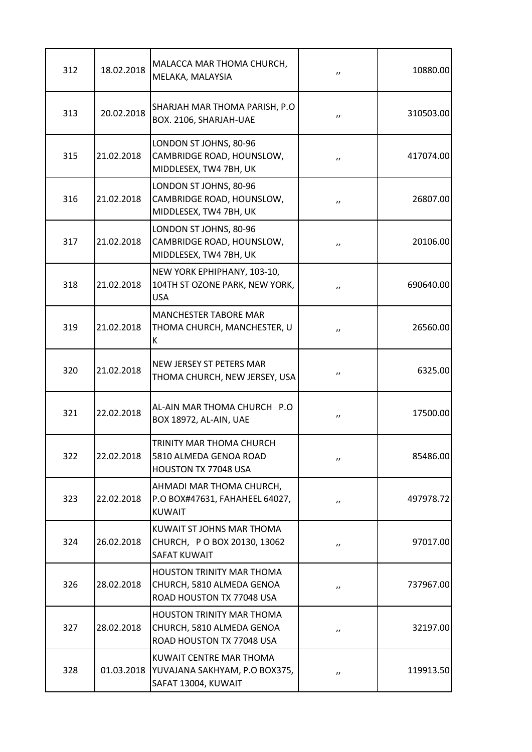| | | | | |
|---|---|---|---|---|
| 312 | 18.02.2018 | MALACCA MAR THOMA CHURCH, MELAKA, MALAYSIA | ,, | 10880.00 |
| 313 | 20.02.2018 | SHARJAH MAR THOMA PARISH, P.O BOX. 2106, SHARJAH-UAE | ,, | 310503.00 |
| 315 | 21.02.2018 | LONDON ST JOHNS, 80-96 CAMBRIDGE ROAD, HOUNSLOW, MIDDLESEX, TW4 7BH, UK | ,, | 417074.00 |
| 316 | 21.02.2018 | LONDON ST JOHNS, 80-96 CAMBRIDGE ROAD, HOUNSLOW, MIDDLESEX, TW4 7BH, UK | ,, | 26807.00 |
| 317 | 21.02.2018 | LONDON ST JOHNS, 80-96 CAMBRIDGE ROAD, HOUNSLOW, MIDDLESEX, TW4 7BH, UK | ,, | 20106.00 |
| 318 | 21.02.2018 | NEW YORK EPHIPHANY, 103-10, 104TH ST OZONE PARK, NEW YORK, USA | ,, | 690640.00 |
| 319 | 21.02.2018 | MANCHESTER TABORE MAR THOMA CHURCH, MANCHESTER, U K | ,, | 26560.00 |
| 320 | 21.02.2018 | NEW JERSEY ST PETERS MAR THOMA CHURCH, NEW JERSEY, USA | ,, | 6325.00 |
| 321 | 22.02.2018 | AL-AIN MAR THOMA CHURCH P.O BOX 18972, AL-AIN, UAE | ,, | 17500.00 |
| 322 | 22.02.2018 | TRINITY MAR THOMA CHURCH 5810 ALMEDA GENOA ROAD HOUSTON TX 77048 USA | ,, | 85486.00 |
| 323 | 22.02.2018 | AHMADI MAR THOMA CHURCH, P.O BOX#47631, FAHAHEEL 64027, KUWAIT | ,, | 497978.72 |
| 324 | 26.02.2018 | KUWAIT ST JOHNS MAR THOMA CHURCH, P O BOX 20130, 13062 SAFAT KUWAIT | ,, | 97017.00 |
| 326 | 28.02.2018 | HOUSTON TRINITY MAR THOMA CHURCH, 5810 ALMEDA GENOA ROAD HOUSTON TX 77048 USA | ,, | 737967.00 |
| 327 | 28.02.2018 | HOUSTON TRINITY MAR THOMA CHURCH, 5810 ALMEDA GENOA ROAD HOUSTON TX 77048 USA | ,, | 32197.00 |
| 328 | 01.03.2018 | KUWAIT CENTRE MAR THOMA YUVAJANA SAKHYAM, P.O BOX375, SAFAT 13004, KUWAIT | ,, | 119913.50 |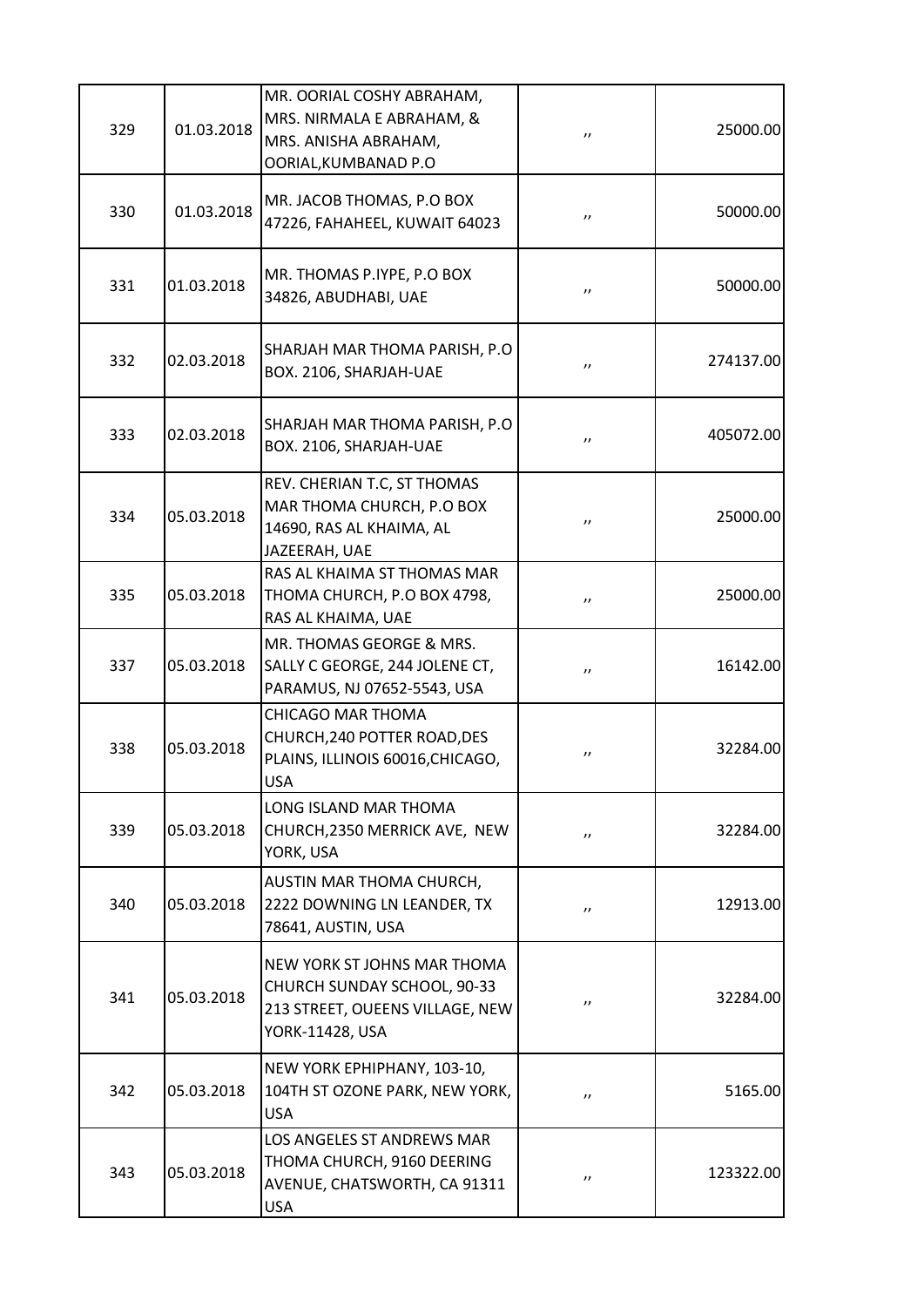| | | | | |
|---|---|---|---|---|
| 329 | 01.03.2018 | MR. OORIAL COSHY ABRAHAM, MRS. NIRMALA E ABRAHAM, & MRS. ANISHA ABRAHAM, OORIAL,KUMBANAD P.O | ,, | 25000.00 |
| 330 | 01.03.2018 | MR. JACOB THOMAS, P.O BOX 47226, FAHAHEEL, KUWAIT 64023 | ,, | 50000.00 |
| 331 | 01.03.2018 | MR. THOMAS P.IYPE, P.O BOX 34826, ABUDHABI, UAE | ,, | 50000.00 |
| 332 | 02.03.2018 | SHARJAH MAR THOMA PARISH, P.O BOX. 2106, SHARJAH-UAE | ,, | 274137.00 |
| 333 | 02.03.2018 | SHARJAH MAR THOMA PARISH, P.O BOX. 2106, SHARJAH-UAE | ,, | 405072.00 |
| 334 | 05.03.2018 | REV. CHERIAN T.C, ST THOMAS MAR THOMA CHURCH, P.O BOX 14690, RAS AL KHAIMA, AL JAZEERAH, UAE | ,, | 25000.00 |
| 335 | 05.03.2018 | RAS AL KHAIMA ST THOMAS MAR THOMA CHURCH, P.O BOX 4798, RAS AL KHAIMA, UAE | ,, | 25000.00 |
| 337 | 05.03.2018 | MR. THOMAS GEORGE & MRS. SALLY C GEORGE, 244 JOLENE CT, PARAMUS, NJ 07652-5543, USA | ,, | 16142.00 |
| 338 | 05.03.2018 | CHICAGO MAR THOMA CHURCH,240 POTTER ROAD,DES PLAINS, ILLINOIS 60016,CHICAGO, USA | ,, | 32284.00 |
| 339 | 05.03.2018 | LONG ISLAND MAR THOMA CHURCH,2350 MERRICK AVE, NEW YORK, USA | ,, | 32284.00 |
| 340 | 05.03.2018 | AUSTIN MAR THOMA CHURCH, 2222 DOWNING LN LEANDER, TX 78641, AUSTIN, USA | ,, | 12913.00 |
| 341 | 05.03.2018 | NEW YORK ST JOHNS MAR THOMA CHURCH SUNDAY SCHOOL, 90-33 213 STREET, OUEENS VILLAGE, NEW YORK-11428, USA | ,, | 32284.00 |
| 342 | 05.03.2018 | NEW YORK EPHIPHANY, 103-10, 104TH ST OZONE PARK, NEW YORK, USA | ,, | 5165.00 |
| 343 | 05.03.2018 | LOS ANGELES ST ANDREWS MAR THOMA CHURCH, 9160 DEERING AVENUE, CHATSWORTH, CA 91311 USA | ,, | 123322.00 |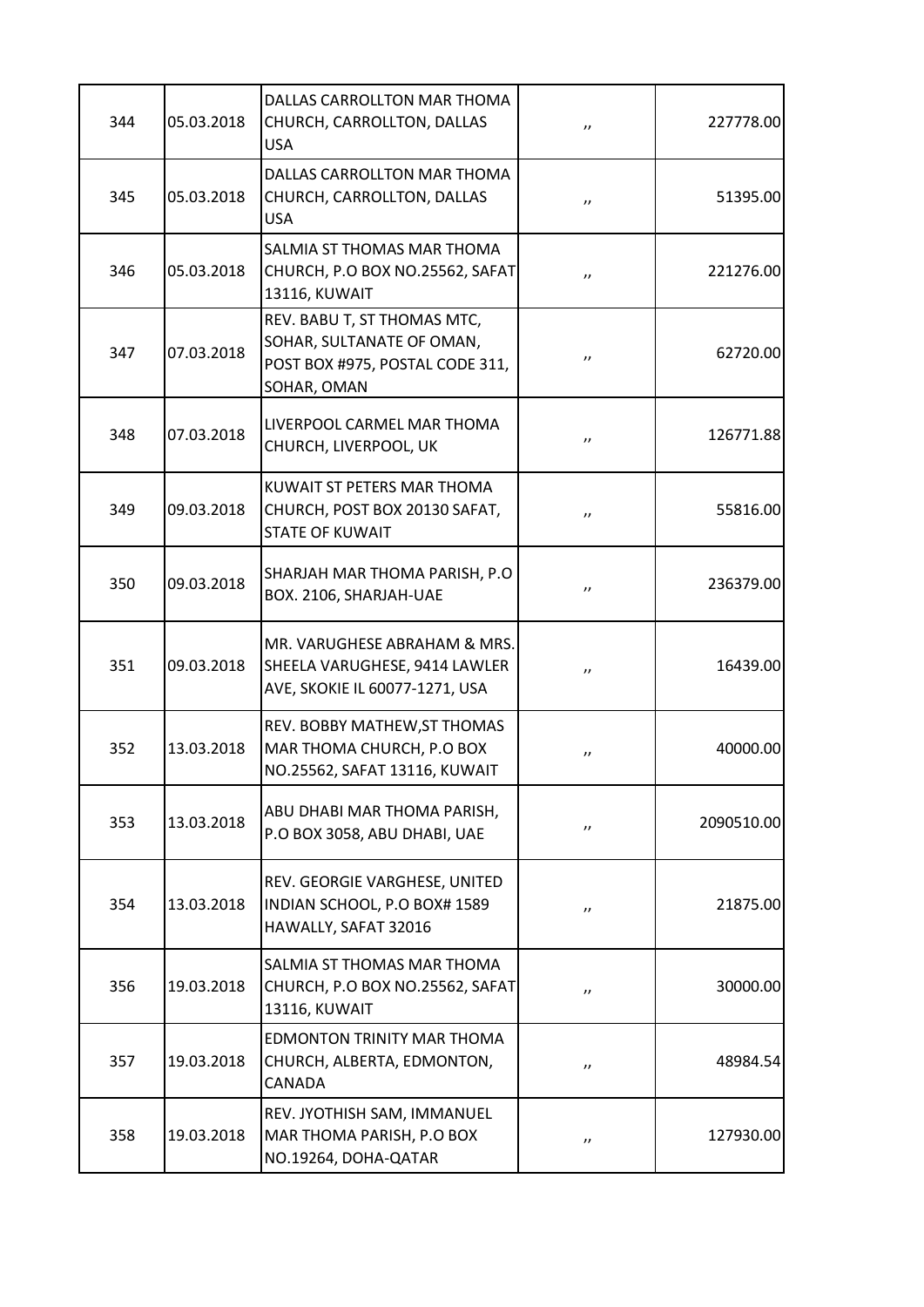| | | | | |
|---|---|---|---|---|
| 344 | 05.03.2018 | DALLAS CARROLLTON MAR THOMA CHURCH, CARROLLTON, DALLAS USA | ,, | 227778.00 |
| 345 | 05.03.2018 | DALLAS CARROLLTON MAR THOMA CHURCH, CARROLLTON, DALLAS USA | ,, | 51395.00 |
| 346 | 05.03.2018 | SALMIA ST THOMAS MAR THOMA CHURCH, P.O BOX NO.25562, SAFAT 13116, KUWAIT | ,, | 221276.00 |
| 347 | 07.03.2018 | REV. BABU T, ST THOMAS MTC, SOHAR, SULTANATE OF OMAN, POST BOX #975, POSTAL CODE 311, SOHAR, OMAN | ,, | 62720.00 |
| 348 | 07.03.2018 | LIVERPOOL CARMEL MAR THOMA CHURCH, LIVERPOOL, UK | ,, | 126771.88 |
| 349 | 09.03.2018 | KUWAIT ST PETERS MAR THOMA CHURCH, POST BOX 20130 SAFAT, STATE OF KUWAIT | ,, | 55816.00 |
| 350 | 09.03.2018 | SHARJAH MAR THOMA PARISH, P.O BOX. 2106, SHARJAH-UAE | ,, | 236379.00 |
| 351 | 09.03.2018 | MR. VARUGHESE ABRAHAM & MRS. SHEELA VARUGHESE, 9414 LAWLER AVE, SKOKIE IL 60077-1271, USA | ,, | 16439.00 |
| 352 | 13.03.2018 | REV. BOBBY MATHEW,ST THOMAS MAR THOMA CHURCH, P.O BOX NO.25562, SAFAT 13116, KUWAIT | ,, | 40000.00 |
| 353 | 13.03.2018 | ABU DHABI MAR THOMA PARISH, P.O BOX 3058, ABU DHABI, UAE | ,, | 2090510.00 |
| 354 | 13.03.2018 | REV. GEORGIE VARGHESE, UNITED INDIAN SCHOOL, P.O BOX# 1589 HAWALLY, SAFAT 32016 | ,, | 21875.00 |
| 356 | 19.03.2018 | SALMIA ST THOMAS MAR THOMA CHURCH, P.O BOX NO.25562, SAFAT 13116, KUWAIT | ,, | 30000.00 |
| 357 | 19.03.2018 | EDMONTON TRINITY MAR THOMA CHURCH, ALBERTA, EDMONTON, CANADA | ,, | 48984.54 |
| 358 | 19.03.2018 | REV. JYOTHISH SAM, IMMANUEL MAR THOMA PARISH, P.O BOX NO.19264, DOHA-QATAR | ,, | 127930.00 |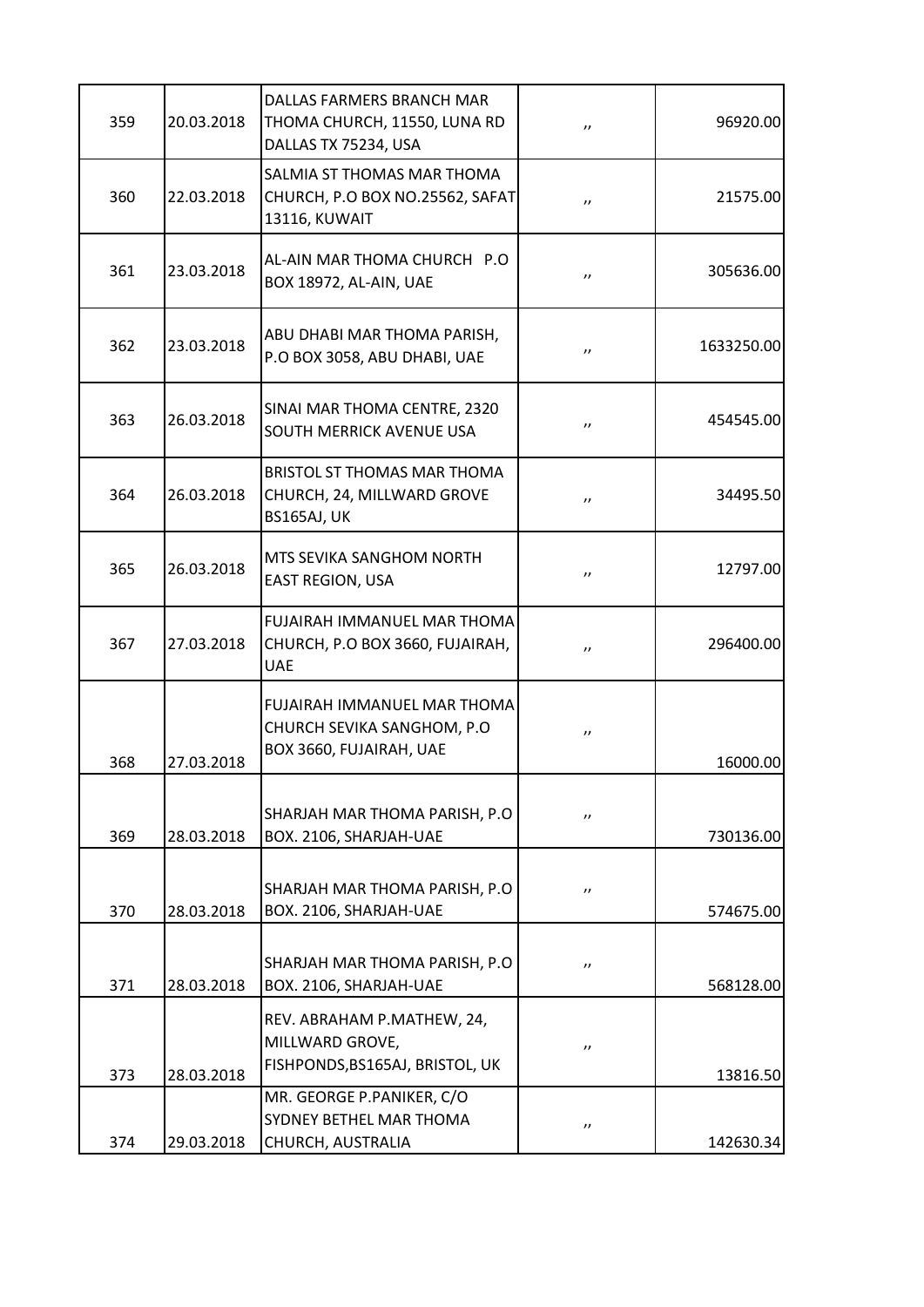| 359 | 20.03.2018 | DALLAS FARMERS BRANCH MAR THOMA CHURCH, 11550, LUNA RD DALLAS TX 75234, USA | ,, | 96920.00 |
|---|---|---|---|---|
| 360 | 22.03.2018 | SALMIA ST THOMAS MAR THOMA CHURCH, P.O BOX NO.25562, SAFAT 13116, KUWAIT | ,, | 21575.00 |
| 361 | 23.03.2018 | AL-AIN MAR THOMA CHURCH P.O BOX 18972, AL-AIN, UAE | ,, | 305636.00 |
| 362 | 23.03.2018 | ABU DHABI MAR THOMA PARISH, P.O BOX 3058, ABU DHABI, UAE | ,, | 1633250.00 |
| 363 | 26.03.2018 | SINAI MAR THOMA CENTRE, 2320 SOUTH MERRICK AVENUE USA | ,, | 454545.00 |
| 364 | 26.03.2018 | BRISTOL ST THOMAS MAR THOMA CHURCH, 24, MILLWARD GROVE BS165AJ, UK | ,, | 34495.50 |
| 365 | 26.03.2018 | MTS SEVIKA SANGHOM NORTH EAST REGION, USA | ,, | 12797.00 |
| 367 | 27.03.2018 | FUJAIRAH IMMANUEL MAR THOMA CHURCH, P.O BOX 3660, FUJAIRAH, UAE | ,, | 296400.00 |
| 368 | 27.03.2018 | FUJAIRAH IMMANUEL MAR THOMA CHURCH SEVIKA SANGHOM, P.O BOX 3660, FUJAIRAH, UAE | ,, | 16000.00 |
| 369 | 28.03.2018 | SHARJAH MAR THOMA PARISH, P.O BOX. 2106, SHARJAH-UAE | ,, | 730136.00 |
| 370 | 28.03.2018 | SHARJAH MAR THOMA PARISH, P.O BOX. 2106, SHARJAH-UAE | ,, | 574675.00 |
| 371 | 28.03.2018 | SHARJAH MAR THOMA PARISH, P.O BOX. 2106, SHARJAH-UAE | ,, | 568128.00 |
| 373 | 28.03.2018 | REV. ABRAHAM P.MATHEW, 24, MILLWARD GROVE, FISHPONDS,BS165AJ, BRISTOL, UK | ,, | 13816.50 |
| 374 | 29.03.2018 | MR. GEORGE P.PANIKER, C/O SYDNEY BETHEL MAR THOMA CHURCH, AUSTRALIA | ,, | 142630.34 |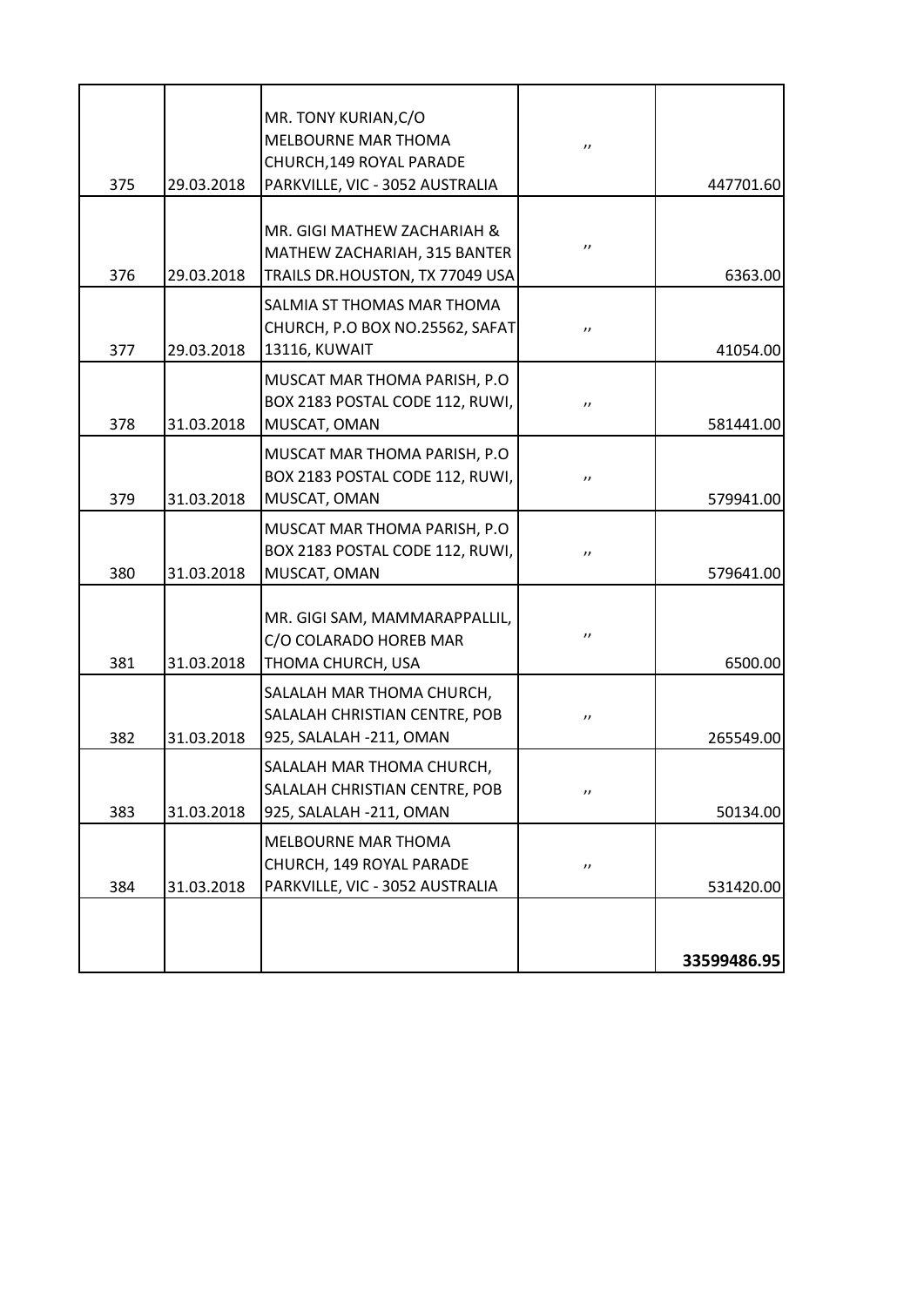| | | | | |
|---|---|---|---|---|
| 375 | 29.03.2018 | MR. TONY KURIAN,C/O MELBOURNE MAR THOMA CHURCH,149 ROYAL PARADE PARKVILLE, VIC - 3052 AUSTRALIA | ,, | 447701.60 |
| 376 | 29.03.2018 | MR. GIGI MATHEW ZACHARIAH & MATHEW ZACHARIAH, 315 BANTER TRAILS DR.HOUSTON, TX 77049 USA | ,, | 6363.00 |
| 377 | 29.03.2018 | SALMIA ST THOMAS MAR THOMA CHURCH, P.O BOX NO.25562, SAFAT 13116, KUWAIT | ,, | 41054.00 |
| 378 | 31.03.2018 | MUSCAT MAR THOMA PARISH, P.O BOX 2183 POSTAL CODE 112, RUWI, MUSCAT, OMAN | ,, | 581441.00 |
| 379 | 31.03.2018 | MUSCAT MAR THOMA PARISH, P.O BOX 2183 POSTAL CODE 112, RUWI, MUSCAT, OMAN | ,, | 579941.00 |
| 380 | 31.03.2018 | MUSCAT MAR THOMA PARISH, P.O BOX 2183 POSTAL CODE 112, RUWI, MUSCAT, OMAN | ,, | 579641.00 |
| 381 | 31.03.2018 | MR. GIGI SAM, MAMMARAPPALLIL, C/O COLARADO HOREB MAR THOMA CHURCH, USA | ,, | 6500.00 |
| 382 | 31.03.2018 | SALALAH MAR THOMA CHURCH, SALALAH CHRISTIAN CENTRE, POB 925, SALALAH -211, OMAN | ,, | 265549.00 |
| 383 | 31.03.2018 | SALALAH MAR THOMA CHURCH, SALALAH CHRISTIAN CENTRE, POB 925, SALALAH -211, OMAN | ,, | 50134.00 |
| 384 | 31.03.2018 | MELBOURNE MAR THOMA CHURCH, 149 ROYAL PARADE PARKVILLE, VIC - 3052 AUSTRALIA | ,, | 531420.00 |
| | | | | **33599486.95** |